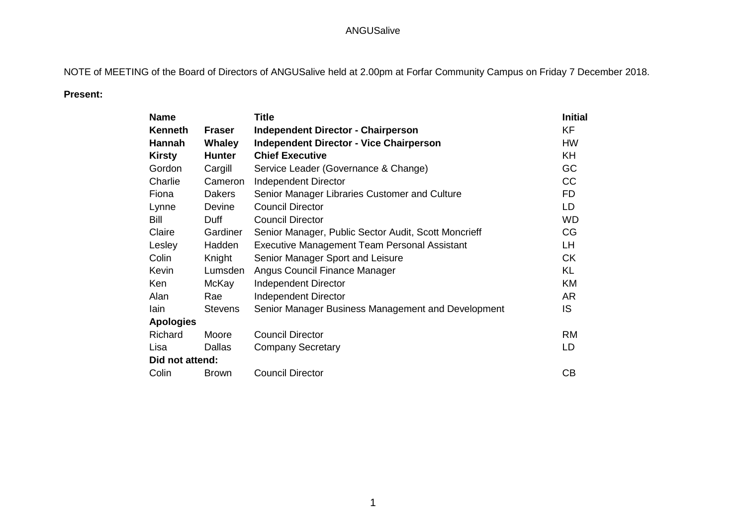ANGUSalive

NOTE of MEETING of the Board of Directors of ANGUSalive held at 2.00pm at Forfar Community Campus on Friday 7 December 2018.

**Present:**

| **Name** | | **Title** | **Initial** |
|---|---|---|---|
| **Kenneth** | **Fraser** | **Independent Director - Chairperson** | KF |
| **Hannah** | **Whaley** | **Independent Director - Vice Chairperson** | HW |
| **Kirsty** | **Hunter** | **Chief Executive** | KH |
| Gordon | Cargill | Service Leader (Governance & Change) | GC |
| Charlie | Cameron | Independent Director | CC |
| Fiona | Dakers | Senior Manager Libraries Customer and Culture | FD |
| Lynne | Devine | Council Director | LD |
| Bill | Duff | Council Director | WD |
| Claire | Gardiner | Senior Manager, Public Sector Audit, Scott Moncrieff | CG |
| Lesley | Hadden | Executive Management Team Personal Assistant | LH |
| Colin | Knight | Senior Manager Sport and Leisure | CK |
| Kevin | Lumsden | Angus Council Finance Manager | KL |
| Ken | McKay | Independent Director | KM |
| Alan | Rae | Independent Director | AR |
| Iain | Stevens | Senior Manager Business Management and Development | IS |
| **Apologies** | | | |
| Richard | Moore | Council Director | RM |
| Lisa | Dallas | Company Secretary | LD |
| **Did not attend:** | | | |
| Colin | Brown | Council Director | CB |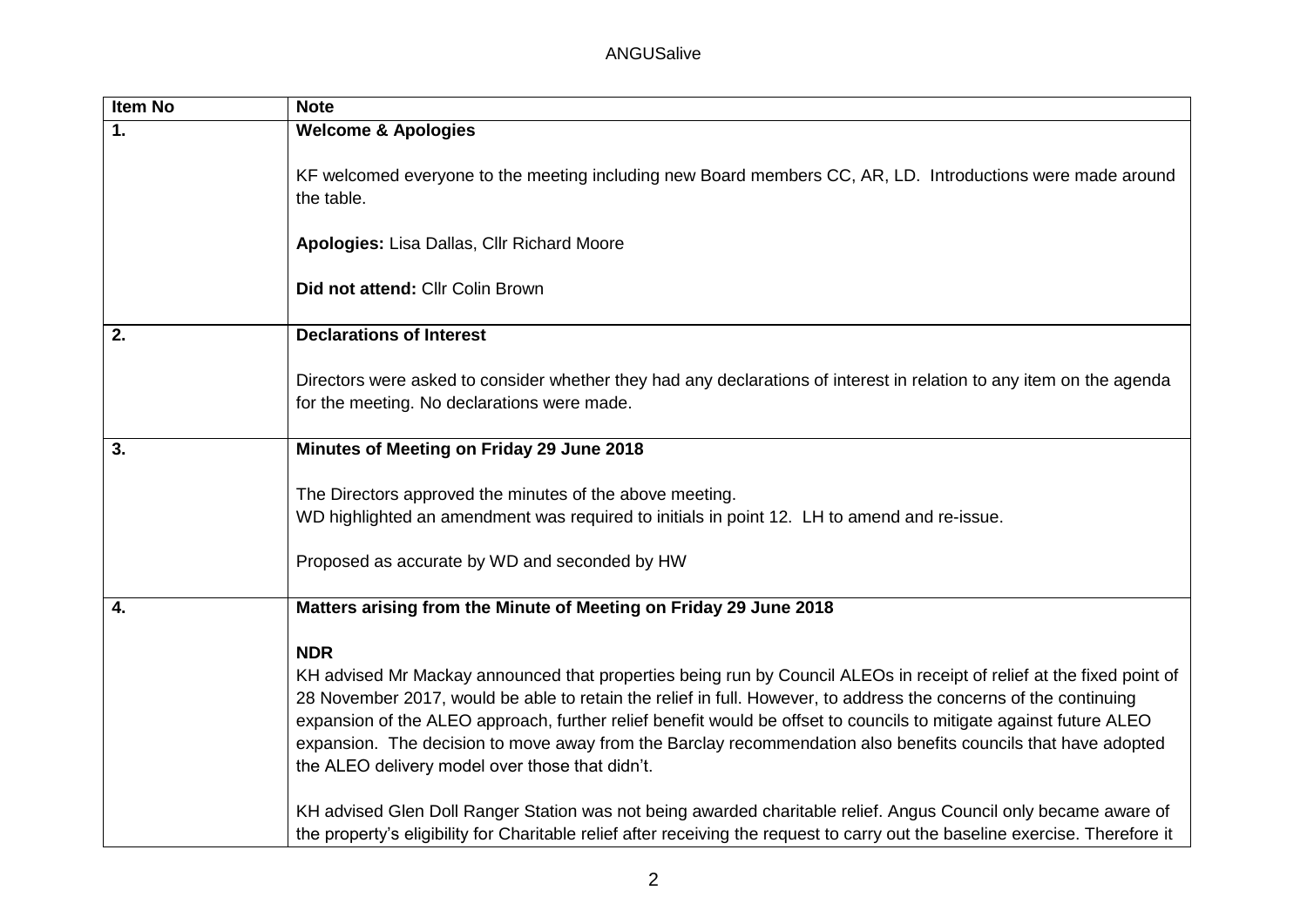| Item No | Note |
| --- | --- |
| **1.** | **Welcome & Apologies**<br><br>KF welcomed everyone to the meeting including new Board members CC, AR, LD. Introductions were made around the table.<br><br>**Apologies:** Lisa Dallas, Cllr Richard Moore<br><br>**Did not attend:** Cllr Colin Brown |
| **2.** | **Declarations of Interest**<br><br>Directors were asked to consider whether they had any declarations of interest in relation to any item on the agenda for the meeting. No declarations were made. |
| **3.** | **Minutes of Meeting on Friday 29 June 2018**<br><br>The Directors approved the minutes of the above meeting.<br>WD highlighted an amendment was required to initials in point 12. LH to amend and re-issue.<br><br>Proposed as accurate by WD and seconded by HW |
| **4.** | **Matters arising from the Minute of Meeting on Friday 29 June 2018**<br><br>**NDR**<br>KH advised Mr Mackay announced that properties being run by Council ALEOs in receipt of relief at the fixed point of 28 November 2017, would be able to retain the relief in full. However, to address the concerns of the continuing expansion of the ALEO approach, further relief benefit would be offset to councils to mitigate against future ALEO expansion. The decision to move away from the Barclay recommendation also benefits councils that have adopted the ALEO delivery model over those that didn't.<br><br>KH advised Glen Doll Ranger Station was not being awarded charitable relief. Angus Council only became aware of the property's eligibility for Charitable relief after receiving the request to carry out the baseline exercise. Therefore it |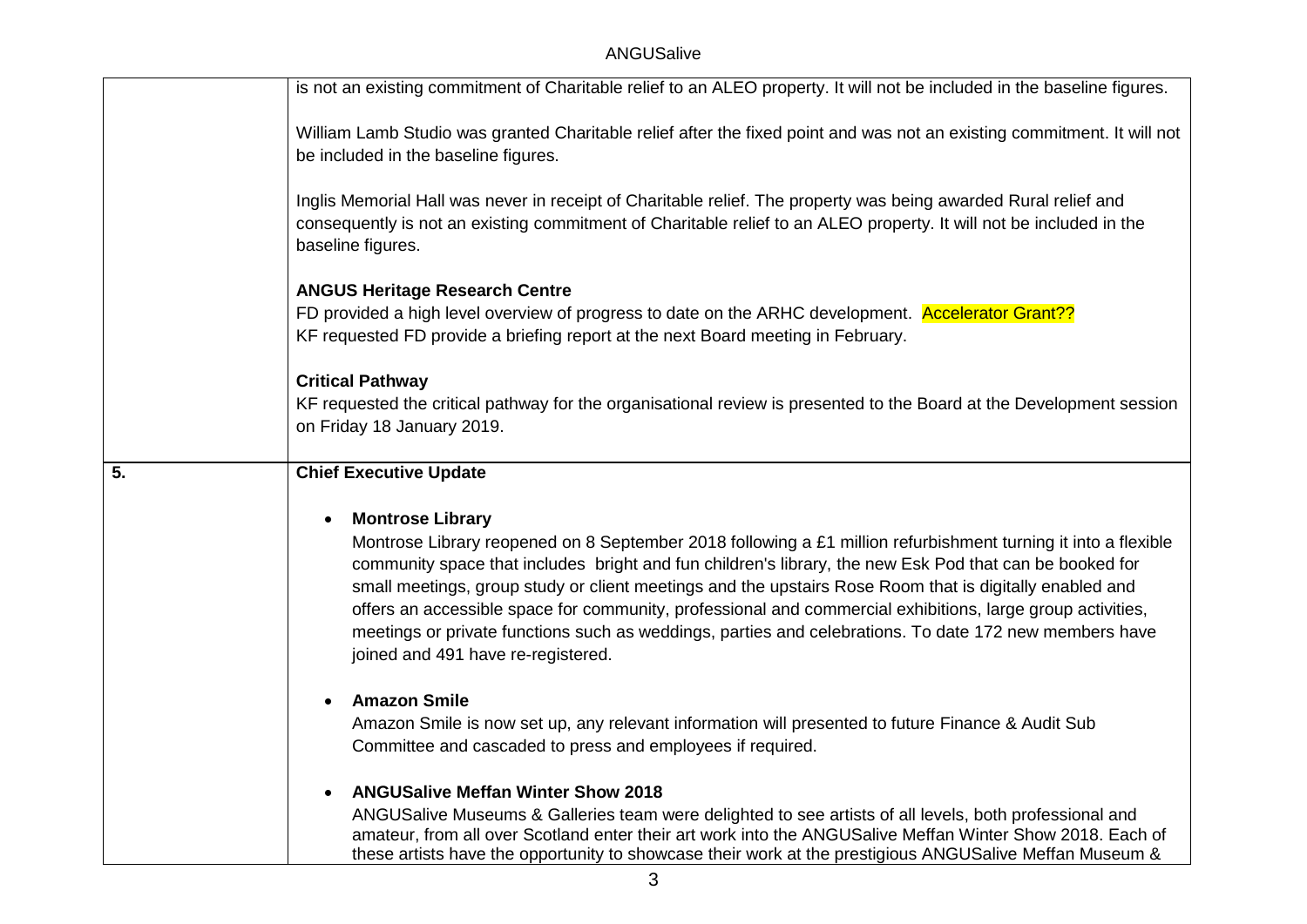| | |
|---|---|
| | is not an existing commitment of Charitable relief to an ALEO property. It will not be included in the baseline figures.<br><br>William Lamb Studio was granted Charitable relief after the fixed point and was not an existing commitment. It will not be included in the baseline figures.<br><br>Inglis Memorial Hall was never in receipt of Charitable relief. The property was being awarded Rural relief and consequently is not an existing commitment of Charitable relief to an ALEO property. It will not be included in the baseline figures.<br><br>**ANGUS Heritage Research Centre**<br>FD provided a high level overview of progress to date on the ARHC development. Accelerator Grant??<br>KF requested FD provide a briefing report at the next Board meeting in February.<br><br>**Critical Pathway**<br>KF requested the critical pathway for the organisational review is presented to the Board at the Development session on Friday 18 January 2019. |
| **5.** | **Chief Executive Update**<br><br>• **Montrose Library**<br>Montrose Library reopened on 8 September 2018 following a £1 million refurbishment turning it into a flexible community space that includes bright and fun children's library, the new Esk Pod that can be booked for small meetings, group study or client meetings and the upstairs Rose Room that is digitally enabled and offers an accessible space for community, professional and commercial exhibitions, large group activities, meetings or private functions such as weddings, parties and celebrations. To date 172 new members have joined and 491 have re-registered.<br><br>• **Amazon Smile**<br>Amazon Smile is now set up, any relevant information will presented to future Finance & Audit Sub Committee and cascaded to press and employees if required.<br><br>• **ANGUSalive Meffan Winter Show 2018**<br>ANGUSalive Museums & Galleries team were delighted to see artists of all levels, both professional and amateur, from all over Scotland enter their art work into the ANGUSalive Meffan Winter Show 2018. Each of these artists have the opportunity to showcase their work at the prestigious ANGUSalive Meffan Museum & |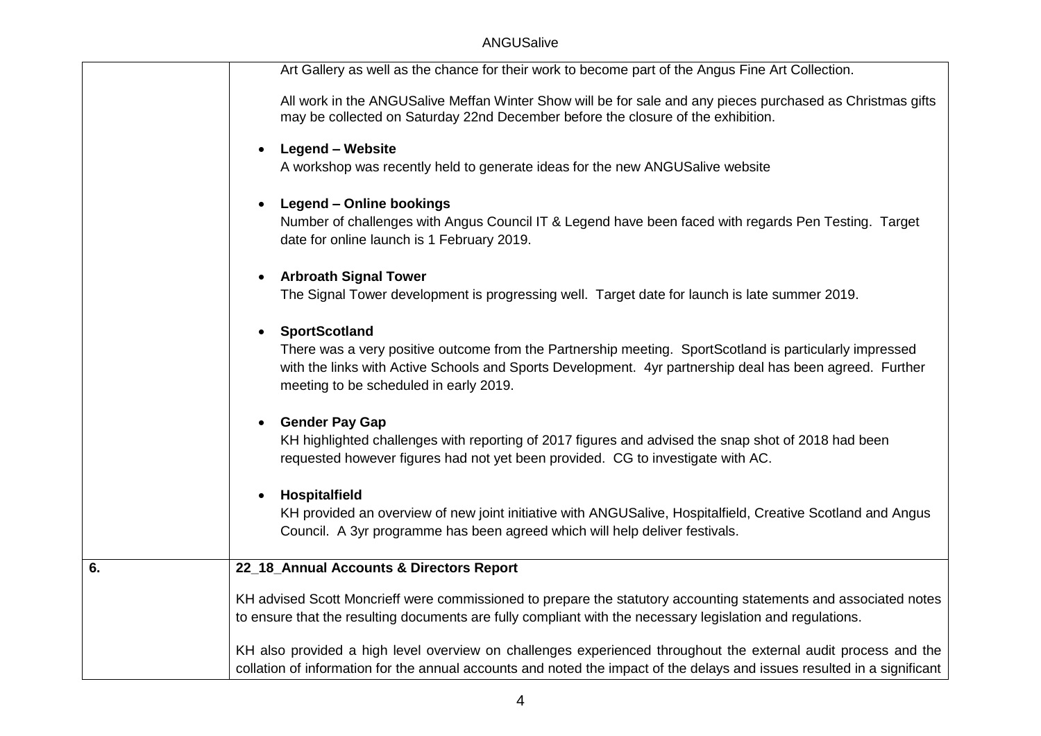| | |
|---|---|
| | Art Gallery as well as the chance for their work to become part of the Angus Fine Art Collection.<br><br>All work in the ANGUSalive Meffan Winter Show will be for sale and any pieces purchased as Christmas gifts may be collected on Saturday 22nd December before the closure of the exhibition.<br><br>• **Legend – Website**<br>A workshop was recently held to generate ideas for the new ANGUSalive website<br><br>• **Legend – Online bookings**<br>Number of challenges with Angus Council IT & Legend have been faced with regards Pen Testing. Target date for online launch is 1 February 2019.<br><br>• **Arbroath Signal Tower**<br>The Signal Tower development is progressing well. Target date for launch is late summer 2019.<br><br>• **SportScotland**<br>There was a very positive outcome from the Partnership meeting. SportScotland is particularly impressed with the links with Active Schools and Sports Development. 4yr partnership deal has been agreed. Further meeting to be scheduled in early 2019.<br><br>• **Gender Pay Gap**<br>KH highlighted challenges with reporting of 2017 figures and advised the snap shot of 2018 had been requested however figures had not yet been provided. CG to investigate with AC.<br><br>• **Hospitalfield**<br>KH provided an overview of new joint initiative with ANGUSalive, Hospitalfield, Creative Scotland and Angus Council. A 3yr programme has been agreed which will help deliver festivals. |
| **6.** | **22_18_Annual Accounts & Directors Report**<br><br>KH advised Scott Moncrieff were commissioned to prepare the statutory accounting statements and associated notes to ensure that the resulting documents are fully compliant with the necessary legislation and regulations.<br><br>KH also provided a high level overview on challenges experienced throughout the external audit process and the collation of information for the annual accounts and noted the impact of the delays and issues resulted in a significant |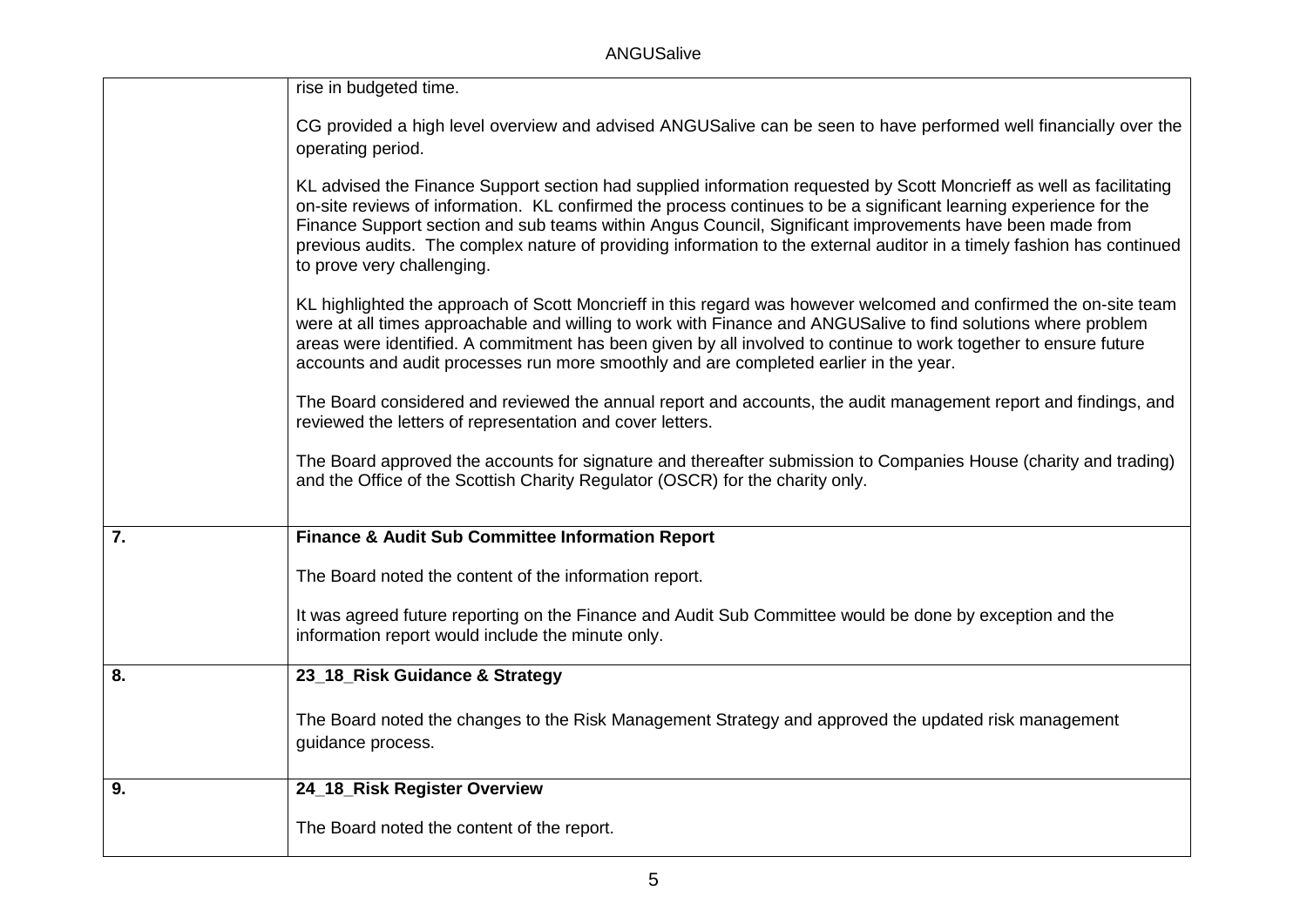| | |
|---|---|
| | rise in budgeted time.<br><br>CG provided a high level overview and advised ANGUSalive can be seen to have performed well financially over the operating period.<br><br>KL advised the Finance Support section had supplied information requested by Scott Moncrieff as well as facilitating on-site reviews of information. KL confirmed the process continues to be a significant learning experience for the Finance Support section and sub teams within Angus Council, Significant improvements have been made from previous audits. The complex nature of providing information to the external auditor in a timely fashion has continued to prove very challenging.<br><br>KL highlighted the approach of Scott Moncrieff in this regard was however welcomed and confirmed the on-site team were at all times approachable and willing to work with Finance and ANGUSalive to find solutions where problem areas were identified. A commitment has been given by all involved to continue to work together to ensure future accounts and audit processes run more smoothly and are completed earlier in the year.<br><br>The Board considered and reviewed the annual report and accounts, the audit management report and findings, and reviewed the letters of representation and cover letters.<br><br>The Board approved the accounts for signature and thereafter submission to Companies House (charity and trading) and the Office of the Scottish Charity Regulator (OSCR) for the charity only. |
| **7.** | **Finance & Audit Sub Committee Information Report**<br><br>The Board noted the content of the information report.<br><br>It was agreed future reporting on the Finance and Audit Sub Committee would be done by exception and the information report would include the minute only. |
| **8.** | **23_18_Risk Guidance & Strategy**<br><br>The Board noted the changes to the Risk Management Strategy and approved the updated risk management guidance process. |
| **9.** | **24_18_Risk Register Overview**<br><br>The Board noted the content of the report. |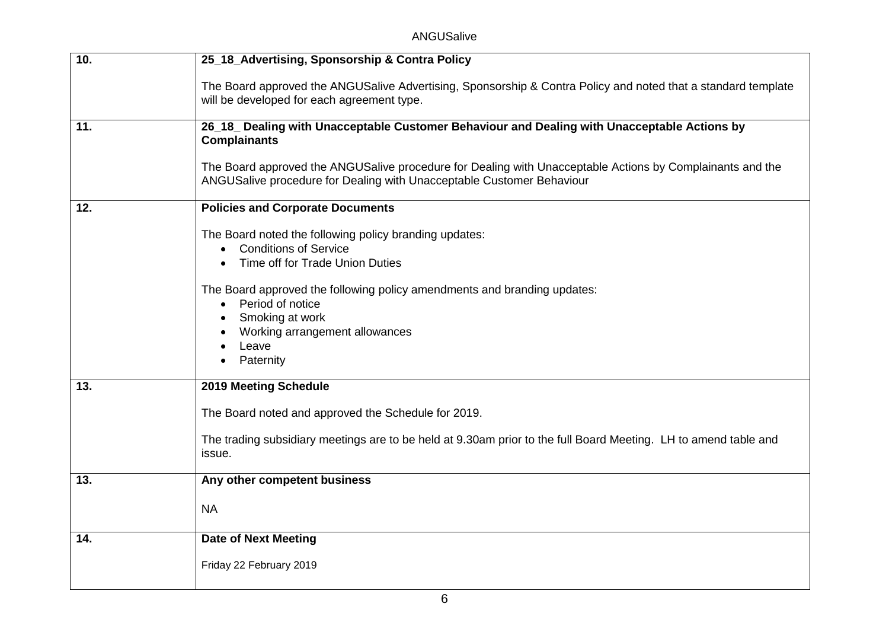| | |
|---|---|
| 10. | **25_18_Advertising, Sponsorship & Contra Policy**<br><br>The Board approved the ANGUSalive Advertising, Sponsorship & Contra Policy and noted that a standard template will be developed for each agreement type. |
| 11. | **26_18_ Dealing with Unacceptable Customer Behaviour and Dealing with Unacceptable Actions by Complainants**<br><br>The Board approved the ANGUSalive procedure for Dealing with Unacceptable Actions by Complainants and the ANGUSalive procedure for Dealing with Unacceptable Customer Behaviour |
| 12. | **Policies and Corporate Documents**<br><br>The Board noted the following policy branding updates:<br>• Conditions of Service<br>• Time off for Trade Union Duties<br><br>The Board approved the following policy amendments and branding updates:<br>• Period of notice<br>• Smoking at work<br>• Working arrangement allowances<br>• Leave<br>• Paternity |
| 13. | **2019 Meeting Schedule**<br><br>The Board noted and approved the Schedule for 2019.<br><br>The trading subsidiary meetings are to be held at 9.30am prior to the full Board Meeting. LH to amend table and issue. |
| 13. | **Any other competent business**<br><br>NA |
| 14. | **Date of Next Meeting**<br><br>Friday 22 February 2019 |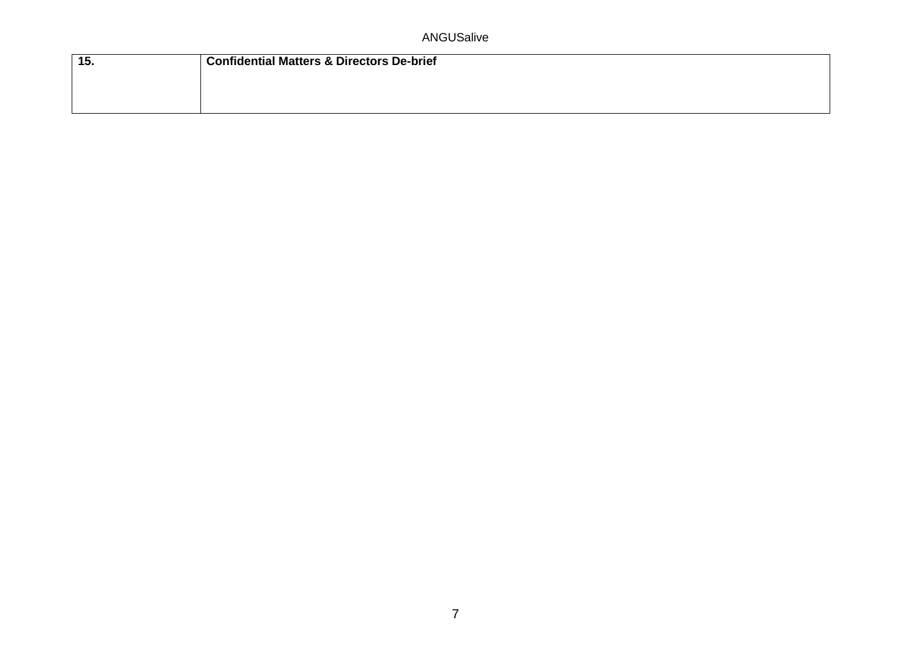| | |
|---|---|
| **15.** | **Confidential Matters & Directors De-brief** |